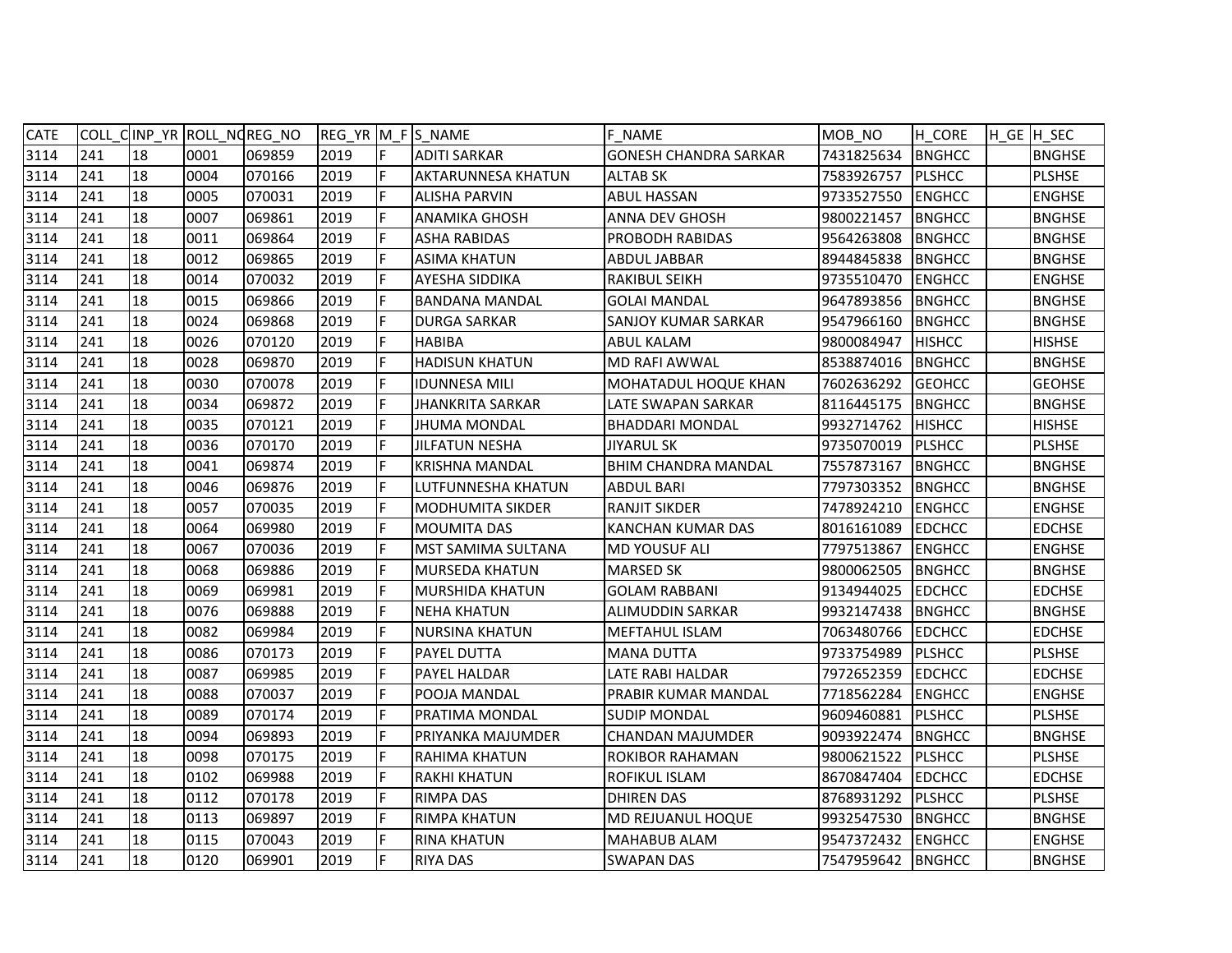| CATE | COLL_C | INP_YR | ROLL_NO | REG_NO | REG_YR | M_F | S_NAME | F_NAME | MOB_NO | H_CORE | H_GE | H_SEC |
|---|---|---|---|---|---|---|---|---|---|---|---|---|
| 3114 | 241 | 18 | 0001 | 069859 | 2019 | F | ADITI SARKAR | GONESH CHANDRA SARKAR | 7431825634 | BNGHCC | | BNGHSE |
| 3114 | 241 | 18 | 0004 | 070166 | 2019 | F | AKTARUNNESA KHATUN | ALTAB SK | 7583926757 | PLSHCC | | PLSHSE |
| 3114 | 241 | 18 | 0005 | 070031 | 2019 | F | ALISHA PARVIN | ABUL HASSAN | 9733527550 | ENGHCC | | ENGHSE |
| 3114 | 241 | 18 | 0007 | 069861 | 2019 | F | ANAMIKA GHOSH | ANNA DEV GHOSH | 9800221457 | BNGHCC | | BNGHSE |
| 3114 | 241 | 18 | 0011 | 069864 | 2019 | F | ASHA RABIDAS | PROBODH RABIDAS | 9564263808 | BNGHCC | | BNGHSE |
| 3114 | 241 | 18 | 0012 | 069865 | 2019 | F | ASIMA KHATUN | ABDUL JABBAR | 8944845838 | BNGHCC | | BNGHSE |
| 3114 | 241 | 18 | 0014 | 070032 | 2019 | F | AYESHA SIDDIKA | RAKIBUL SEIKH | 9735510470 | ENGHCC | | ENGHSE |
| 3114 | 241 | 18 | 0015 | 069866 | 2019 | F | BANDANA MANDAL | GOLAI MANDAL | 9647893856 | BNGHCC | | BNGHSE |
| 3114 | 241 | 18 | 0024 | 069868 | 2019 | F | DURGA SARKAR | SANJOY KUMAR SARKAR | 9547966160 | BNGHCC | | BNGHSE |
| 3114 | 241 | 18 | 0026 | 070120 | 2019 | F | HABIBA | ABUL KALAM | 9800084947 | HISHCC | | HISHSE |
| 3114 | 241 | 18 | 0028 | 069870 | 2019 | F | HADISUN KHATUN | MD RAFI AWWAL | 8538874016 | BNGHCC | | BNGHSE |
| 3114 | 241 | 18 | 0030 | 070078 | 2019 | F | IDUNNESA MILI | MOHATADUL HOQUE KHAN | 7602636292 | GEOHCC | | GEOHSE |
| 3114 | 241 | 18 | 0034 | 069872 | 2019 | F | JHANKRITA SARKAR | LATE SWAPAN SARKAR | 8116445175 | BNGHCC | | BNGHSE |
| 3114 | 241 | 18 | 0035 | 070121 | 2019 | F | JHUMA MONDAL | BHADDARI MONDAL | 9932714762 | HISHCC | | HISHSE |
| 3114 | 241 | 18 | 0036 | 070170 | 2019 | F | JILFATUN NESHA | JIYARUL SK | 9735070019 | PLSHCC | | PLSHSE |
| 3114 | 241 | 18 | 0041 | 069874 | 2019 | F | KRISHNA MANDAL | BHIM CHANDRA MANDAL | 7557873167 | BNGHCC | | BNGHSE |
| 3114 | 241 | 18 | 0046 | 069876 | 2019 | F | LUTFUNNESHA KHATUN | ABDUL BARI | 7797303352 | BNGHCC | | BNGHSE |
| 3114 | 241 | 18 | 0057 | 070035 | 2019 | F | MODHUMITA SIKDER | RANJIT SIKDER | 7478924210 | ENGHCC | | ENGHSE |
| 3114 | 241 | 18 | 0064 | 069980 | 2019 | F | MOUMITA DAS | KANCHAN KUMAR DAS | 8016161089 | EDCHCC | | EDCHSE |
| 3114 | 241 | 18 | 0067 | 070036 | 2019 | F | MST SAMIMA SULTANA | MD YOUSUF ALI | 7797513867 | ENGHCC | | ENGHSE |
| 3114 | 241 | 18 | 0068 | 069886 | 2019 | F | MURSEDA KHATUN | MARSED SK | 9800062505 | BNGHCC | | BNGHSE |
| 3114 | 241 | 18 | 0069 | 069981 | 2019 | F | MURSHIDA KHATUN | GOLAM RABBANI | 9134944025 | EDCHCC | | EDCHSE |
| 3114 | 241 | 18 | 0076 | 069888 | 2019 | F | NEHA KHATUN | ALIMUDDIN SARKAR | 9932147438 | BNGHCC | | BNGHSE |
| 3114 | 241 | 18 | 0082 | 069984 | 2019 | F | NURSINA KHATUN | MEFTAHUL ISLAM | 7063480766 | EDCHCC | | EDCHSE |
| 3114 | 241 | 18 | 0086 | 070173 | 2019 | F | PAYEL DUTTA | MANA DUTTA | 9733754989 | PLSHCC | | PLSHSE |
| 3114 | 241 | 18 | 0087 | 069985 | 2019 | F | PAYEL HALDAR | LATE RABI HALDAR | 7972652359 | EDCHCC | | EDCHSE |
| 3114 | 241 | 18 | 0088 | 070037 | 2019 | F | POOJA MANDAL | PRABIR KUMAR MANDAL | 7718562284 | ENGHCC | | ENGHSE |
| 3114 | 241 | 18 | 0089 | 070174 | 2019 | F | PRATIMA MONDAL | SUDIP MONDAL | 9609460881 | PLSHCC | | PLSHSE |
| 3114 | 241 | 18 | 0094 | 069893 | 2019 | F | PRIYANKA MAJUMDER | CHANDAN MAJUMDER | 9093922474 | BNGHCC | | BNGHSE |
| 3114 | 241 | 18 | 0098 | 070175 | 2019 | F | RAHIMA KHATUN | ROKIBOR RAHAMAN | 9800621522 | PLSHCC | | PLSHSE |
| 3114 | 241 | 18 | 0102 | 069988 | 2019 | F | RAKHI KHATUN | ROFIKUL ISLAM | 8670847404 | EDCHCC | | EDCHSE |
| 3114 | 241 | 18 | 0112 | 070178 | 2019 | F | RIMPA DAS | DHIREN DAS | 8768931292 | PLSHCC | | PLSHSE |
| 3114 | 241 | 18 | 0113 | 069897 | 2019 | F | RIMPA KHATUN | MD REJUANUL HOQUE | 9932547530 | BNGHCC | | BNGHSE |
| 3114 | 241 | 18 | 0115 | 070043 | 2019 | F | RINA KHATUN | MAHABUB ALAM | 9547372432 | ENGHCC | | ENGHSE |
| 3114 | 241 | 18 | 0120 | 069901 | 2019 | F | RIYA DAS | SWAPAN DAS | 7547959642 | BNGHCC | | BNGHSE |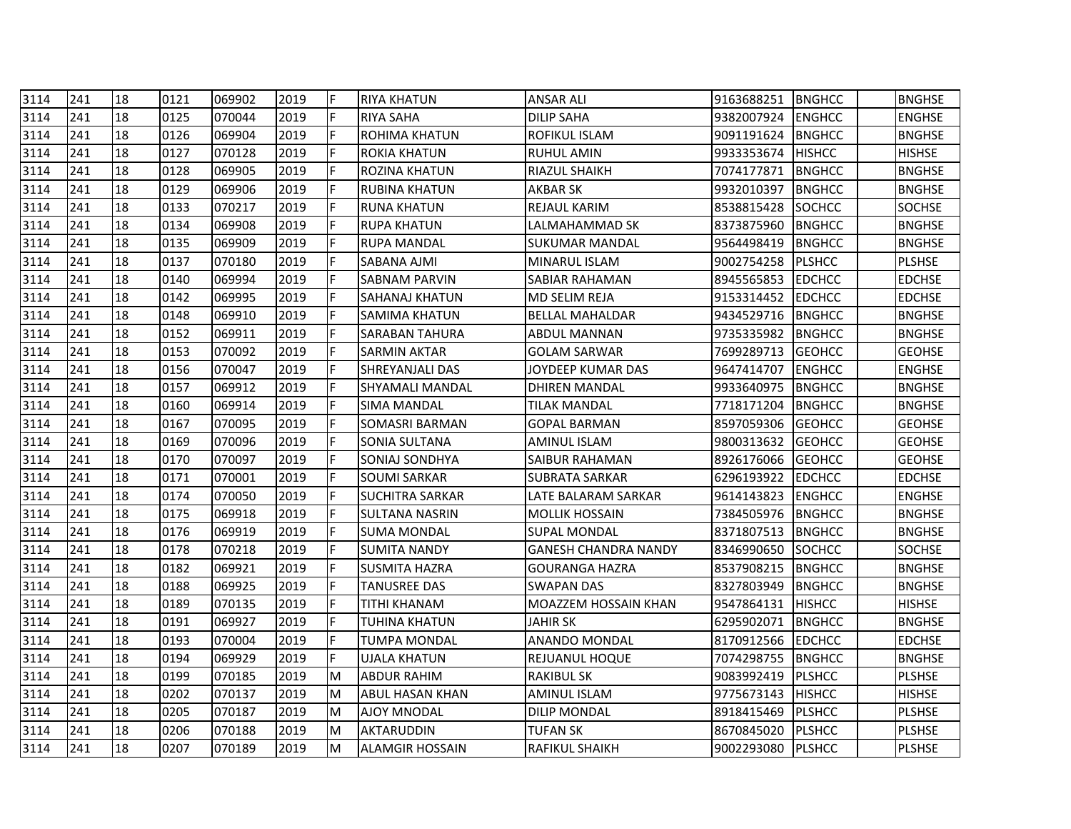| | | | | | | | | | | | | |
|---|---|---|---|---|---|---|---|---|---|---|---|---|
| 3114 | 241 | 18 | 0121 | 069902 | 2019 | F | RIYA KHATUN | ANSAR ALI | 9163688251 | BNGHCC | | BNGHSE |
| 3114 | 241 | 18 | 0125 | 070044 | 2019 | F | RIYA SAHA | DILIP SAHA | 9382007924 | ENGHCC | | ENGHSE |
| 3114 | 241 | 18 | 0126 | 069904 | 2019 | F | ROHIMA KHATUN | ROFIKUL ISLAM | 9091191624 | BNGHCC | | BNGHSE |
| 3114 | 241 | 18 | 0127 | 070128 | 2019 | F | ROKIA KHATUN | RUHUL AMIN | 9933353674 | HISHCC | | HISHSE |
| 3114 | 241 | 18 | 0128 | 069905 | 2019 | F | ROZINA KHATUN | RIAZUL SHAIKH | 7074177871 | BNGHCC | | BNGHSE |
| 3114 | 241 | 18 | 0129 | 069906 | 2019 | F | RUBINA KHATUN | AKBAR SK | 9932010397 | BNGHCC | | BNGHSE |
| 3114 | 241 | 18 | 0133 | 070217 | 2019 | F | RUNA KHATUN | REJAUL KARIM | 8538815428 | SOCHCC | | SOCHSE |
| 3114 | 241 | 18 | 0134 | 069908 | 2019 | F | RUPA KHATUN | LALMAHAMMAD SK | 8373875960 | BNGHCC | | BNGHSE |
| 3114 | 241 | 18 | 0135 | 069909 | 2019 | F | RUPA MANDAL | SUKUMAR MANDAL | 9564498419 | BNGHCC | | BNGHSE |
| 3114 | 241 | 18 | 0137 | 070180 | 2019 | F | SABANA AJMI | MINARUL ISLAM | 9002754258 | PLSHCC | | PLSHSE |
| 3114 | 241 | 18 | 0140 | 069994 | 2019 | F | SABNAM PARVIN | SABIAR RAHAMAN | 8945565853 | EDCHCC | | EDCHSE |
| 3114 | 241 | 18 | 0142 | 069995 | 2019 | F | SAHANAJ KHATUN | MD SELIM REJA | 9153314452 | EDCHCC | | EDCHSE |
| 3114 | 241 | 18 | 0148 | 069910 | 2019 | F | SAMIMA KHATUN | BELLAL MAHALDAR | 9434529716 | BNGHCC | | BNGHSE |
| 3114 | 241 | 18 | 0152 | 069911 | 2019 | F | SARABAN TAHURA | ABDUL MANNAN | 9735335982 | BNGHCC | | BNGHSE |
| 3114 | 241 | 18 | 0153 | 070092 | 2019 | F | SARMIN AKTAR | GOLAM SARWAR | 7699289713 | GEOHCC | | GEOHSE |
| 3114 | 241 | 18 | 0156 | 070047 | 2019 | F | SHREYANJALI DAS | JOYDEEP KUMAR DAS | 9647414707 | ENGHCC | | ENGHSE |
| 3114 | 241 | 18 | 0157 | 069912 | 2019 | F | SHYAMALI MANDAL | DHIREN MANDAL | 9933640975 | BNGHCC | | BNGHSE |
| 3114 | 241 | 18 | 0160 | 069914 | 2019 | F | SIMA MANDAL | TILAK MANDAL | 7718171204 | BNGHCC | | BNGHSE |
| 3114 | 241 | 18 | 0167 | 070095 | 2019 | F | SOMASRI BARMAN | GOPAL BARMAN | 8597059306 | GEOHCC | | GEOHSE |
| 3114 | 241 | 18 | 0169 | 070096 | 2019 | F | SONIA SULTANA | AMINUL ISLAM | 9800313632 | GEOHCC | | GEOHSE |
| 3114 | 241 | 18 | 0170 | 070097 | 2019 | F | SONIAJ SONDHYA | SAIBUR RAHAMAN | 8926176066 | GEOHCC | | GEOHSE |
| 3114 | 241 | 18 | 0171 | 070001 | 2019 | F | SOUMI SARKAR | SUBRATA SARKAR | 6296193922 | EDCHCC | | EDCHSE |
| 3114 | 241 | 18 | 0174 | 070050 | 2019 | F | SUCHITRA SARKAR | LATE BALARAM SARKAR | 9614143823 | ENGHCC | | ENGHSE |
| 3114 | 241 | 18 | 0175 | 069918 | 2019 | F | SULTANA NASRIN | MOLLIK HOSSAIN | 7384505976 | BNGHCC | | BNGHSE |
| 3114 | 241 | 18 | 0176 | 069919 | 2019 | F | SUMA MONDAL | SUPAL MONDAL | 8371807513 | BNGHCC | | BNGHSE |
| 3114 | 241 | 18 | 0178 | 070218 | 2019 | F | SUMITA NANDY | GANESH CHANDRA NANDY | 8346990650 | SOCHCC | | SOCHSE |
| 3114 | 241 | 18 | 0182 | 069921 | 2019 | F | SUSMITA HAZRA | GOURANGA HAZRA | 8537908215 | BNGHCC | | BNGHSE |
| 3114 | 241 | 18 | 0188 | 069925 | 2019 | F | TANUSREE DAS | SWAPAN DAS | 8327803949 | BNGHCC | | BNGHSE |
| 3114 | 241 | 18 | 0189 | 070135 | 2019 | F | TITHI KHANAM | MOAZZEM HOSSAIN KHAN | 9547864131 | HISHCC | | HISHSE |
| 3114 | 241 | 18 | 0191 | 069927 | 2019 | F | TUHINA KHATUN | JAHIR SK | 6295902071 | BNGHCC | | BNGHSE |
| 3114 | 241 | 18 | 0193 | 070004 | 2019 | F | TUMPA MONDAL | ANANDO MONDAL | 8170912566 | EDCHCC | | EDCHSE |
| 3114 | 241 | 18 | 0194 | 069929 | 2019 | F | UJALA KHATUN | REJUANUL HOQUE | 7074298755 | BNGHCC | | BNGHSE |
| 3114 | 241 | 18 | 0199 | 070185 | 2019 | M | ABDUR RAHIM | RAKIBUL SK | 9083992419 | PLSHCC | | PLSHSE |
| 3114 | 241 | 18 | 0202 | 070137 | 2019 | M | ABUL HASAN KHAN | AMINUL ISLAM | 9775673143 | HISHCC | | HISHSE |
| 3114 | 241 | 18 | 0205 | 070187 | 2019 | M | AJOY MNODAL | DILIP MONDAL | 8918415469 | PLSHCC | | PLSHSE |
| 3114 | 241 | 18 | 0206 | 070188 | 2019 | M | AKTARUDDIN | TUFAN SK | 8670845020 | PLSHCC | | PLSHSE |
| 3114 | 241 | 18 | 0207 | 070189 | 2019 | M | ALAMGIR HOSSAIN | RAFIKUL SHAIKH | 9002293080 | PLSHCC | | PLSHSE |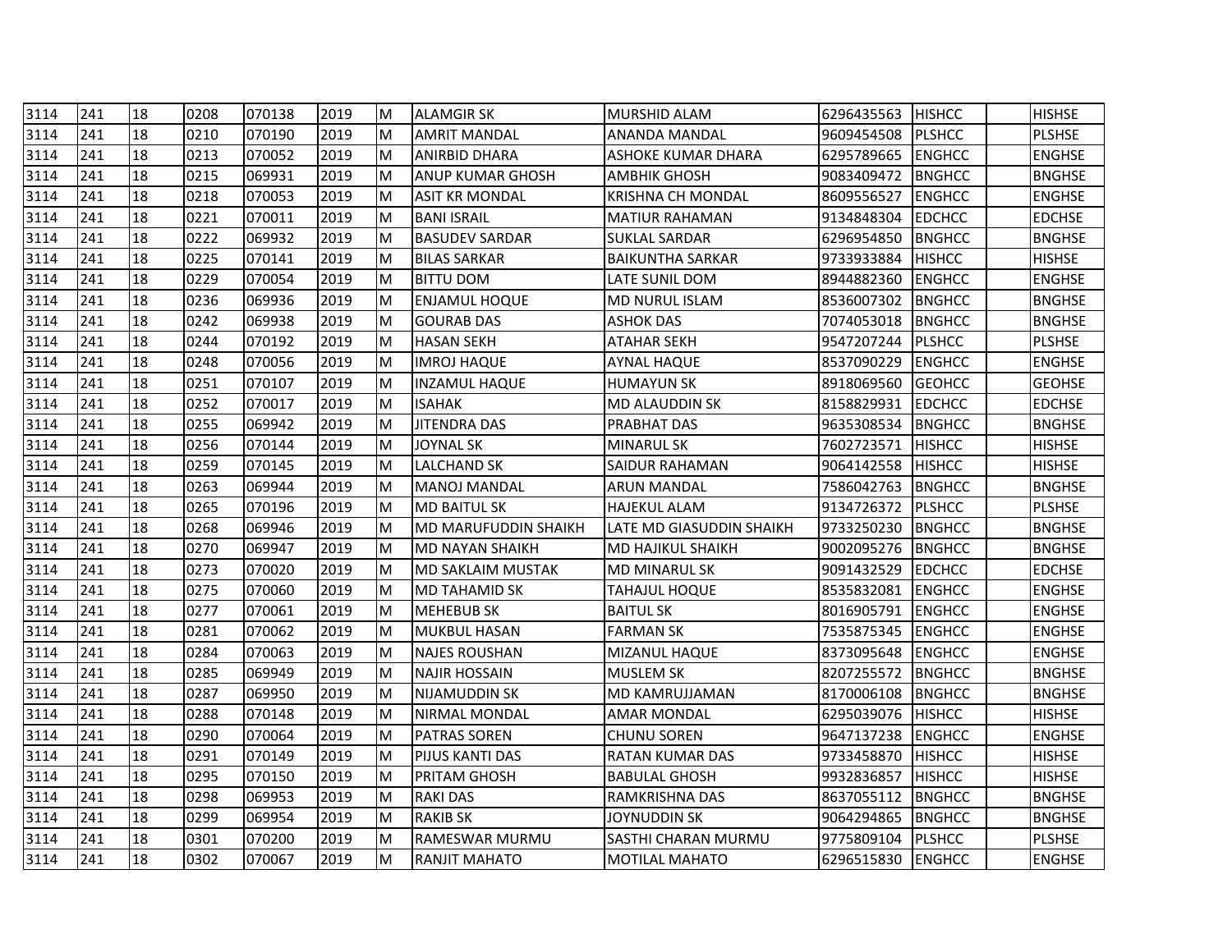| | | | | | | | | | | | | |
|---|---|---|---|---|---|---|---|---|---|---|---|---|
| 3114 | 241 | 18 | 0208 | 070138 | 2019 | M | ALAMGIR SK | MURSHID ALAM | 6296435563 | HISHCC | | HISHSE |
| 3114 | 241 | 18 | 0210 | 070190 | 2019 | M | AMRIT MANDAL | ANANDA MANDAL | 9609454508 | PLSHCC | | PLSHSE |
| 3114 | 241 | 18 | 0213 | 070052 | 2019 | M | ANIRBID DHARA | ASHOKE KUMAR DHARA | 6295789665 | ENGHCC | | ENGHSE |
| 3114 | 241 | 18 | 0215 | 069931 | 2019 | M | ANUP KUMAR GHOSH | AMBHIK GHOSH | 9083409472 | BNGHCC | | BNGHSE |
| 3114 | 241 | 18 | 0218 | 070053 | 2019 | M | ASIT KR MONDAL | KRISHNA CH MONDAL | 8609556527 | ENGHCC | | ENGHSE |
| 3114 | 241 | 18 | 0221 | 070011 | 2019 | M | BANI ISRAIL | MATIUR RAHAMAN | 9134848304 | EDCHCC | | EDCHSE |
| 3114 | 241 | 18 | 0222 | 069932 | 2019 | M | BASUDEV SARDAR | SUKLAL SARDAR | 6296954850 | BNGHCC | | BNGHSE |
| 3114 | 241 | 18 | 0225 | 070141 | 2019 | M | BILAS SARKAR | BAIKUNTHA SARKAR | 9733933884 | HISHCC | | HISHSE |
| 3114 | 241 | 18 | 0229 | 070054 | 2019 | M | BITTU DOM | LATE SUNIL DOM | 8944882360 | ENGHCC | | ENGHSE |
| 3114 | 241 | 18 | 0236 | 069936 | 2019 | M | ENJAMUL HOQUE | MD NURUL ISLAM | 8536007302 | BNGHCC | | BNGHSE |
| 3114 | 241 | 18 | 0242 | 069938 | 2019 | M | GOURAB DAS | ASHOK DAS | 7074053018 | BNGHCC | | BNGHSE |
| 3114 | 241 | 18 | 0244 | 070192 | 2019 | M | HASAN SEKH | ATAHAR SEKH | 9547207244 | PLSHCC | | PLSHSE |
| 3114 | 241 | 18 | 0248 | 070056 | 2019 | M | IMROJ HAQUE | AYNAL HAQUE | 8537090229 | ENGHCC | | ENGHSE |
| 3114 | 241 | 18 | 0251 | 070107 | 2019 | M | INZAMUL HAQUE | HUMAYUN SK | 8918069560 | GEOHCC | | GEOHSE |
| 3114 | 241 | 18 | 0252 | 070017 | 2019 | M | ISAHAK | MD ALAUDDIN SK | 8158829931 | EDCHCC | | EDCHSE |
| 3114 | 241 | 18 | 0255 | 069942 | 2019 | M | JITENDRA DAS | PRABHAT DAS | 9635308534 | BNGHCC | | BNGHSE |
| 3114 | 241 | 18 | 0256 | 070144 | 2019 | M | JOYNAL SK | MINARUL SK | 7602723571 | HISHCC | | HISHSE |
| 3114 | 241 | 18 | 0259 | 070145 | 2019 | M | LALCHAND SK | SAIDUR RAHAMAN | 9064142558 | HISHCC | | HISHSE |
| 3114 | 241 | 18 | 0263 | 069944 | 2019 | M | MANOJ MANDAL | ARUN MANDAL | 7586042763 | BNGHCC | | BNGHSE |
| 3114 | 241 | 18 | 0265 | 070196 | 2019 | M | MD BAITUL SK | HAJEKUL ALAM | 9134726372 | PLSHCC | | PLSHSE |
| 3114 | 241 | 18 | 0268 | 069946 | 2019 | M | MD MARUFUDDIN SHAIKH | LATE MD GIASUDDIN SHAIKH | 9733250230 | BNGHCC | | BNGHSE |
| 3114 | 241 | 18 | 0270 | 069947 | 2019 | M | MD NAYAN SHAIKH | MD HAJIKUL SHAIKH | 9002095276 | BNGHCC | | BNGHSE |
| 3114 | 241 | 18 | 0273 | 070020 | 2019 | M | MD SAKLAIM MUSTAK | MD MINARUL SK | 9091432529 | EDCHCC | | EDCHSE |
| 3114 | 241 | 18 | 0275 | 070060 | 2019 | M | MD TAHAMID SK | TAHAJUL HOQUE | 8535832081 | ENGHCC | | ENGHSE |
| 3114 | 241 | 18 | 0277 | 070061 | 2019 | M | MEHEBUB SK | BAITUL SK | 8016905791 | ENGHCC | | ENGHSE |
| 3114 | 241 | 18 | 0281 | 070062 | 2019 | M | MUKBUL HASAN | FARMAN SK | 7535875345 | ENGHCC | | ENGHSE |
| 3114 | 241 | 18 | 0284 | 070063 | 2019 | M | NAJES ROUSHAN | MIZANUL HAQUE | 8373095648 | ENGHCC | | ENGHSE |
| 3114 | 241 | 18 | 0285 | 069949 | 2019 | M | NAJIR HOSSAIN | MUSLEM SK | 8207255572 | BNGHCC | | BNGHSE |
| 3114 | 241 | 18 | 0287 | 069950 | 2019 | M | NIJAMUDDIN SK | MD KAMRUJJAMAN | 8170006108 | BNGHCC | | BNGHSE |
| 3114 | 241 | 18 | 0288 | 070148 | 2019 | M | NIRMAL MONDAL | AMAR MONDAL | 6295039076 | HISHCC | | HISHSE |
| 3114 | 241 | 18 | 0290 | 070064 | 2019 | M | PATRAS SOREN | CHUNU SOREN | 9647137238 | ENGHCC | | ENGHSE |
| 3114 | 241 | 18 | 0291 | 070149 | 2019 | M | PIJUS KANTI DAS | RATAN KUMAR DAS | 9733458870 | HISHCC | | HISHSE |
| 3114 | 241 | 18 | 0295 | 070150 | 2019 | M | PRITAM GHOSH | BABULAL GHOSH | 9932836857 | HISHCC | | HISHSE |
| 3114 | 241 | 18 | 0298 | 069953 | 2019 | M | RAKI DAS | RAMKRISHNA DAS | 8637055112 | BNGHCC | | BNGHSE |
| 3114 | 241 | 18 | 0299 | 069954 | 2019 | M | RAKIB SK | JOYNUDDIN SK | 9064294865 | BNGHCC | | BNGHSE |
| 3114 | 241 | 18 | 0301 | 070200 | 2019 | M | RAMESWAR MURMU | SASTHI CHARAN MURMU | 9775809104 | PLSHCC | | PLSHSE |
| 3114 | 241 | 18 | 0302 | 070067 | 2019 | M | RANJIT MAHATO | MOTILAL MAHATO | 6296515830 | ENGHCC | | ENGHSE |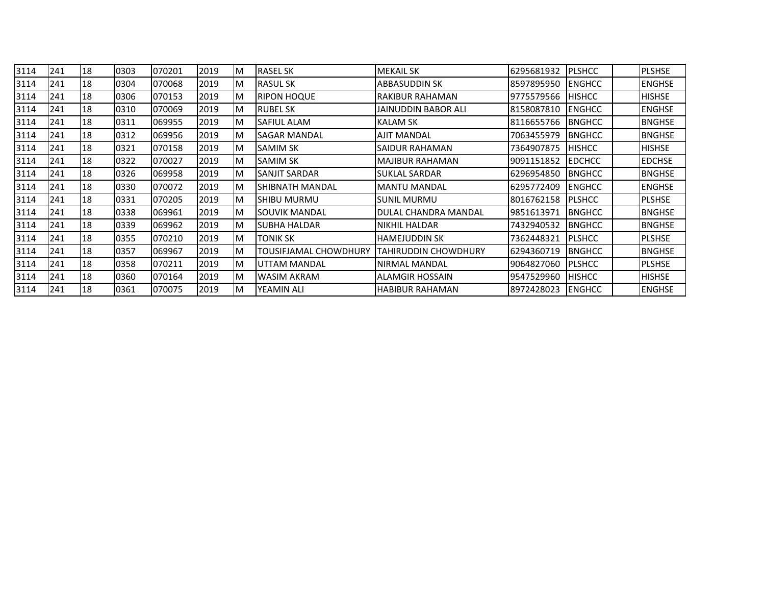| | | | | | | | | | | | | |
|---|---|---|---|---|---|---|---|---|---|---|---|---|
| 3114 | 241 | 18 | 0303 | 070201 | 2019 | M | RASEL SK | MEKAIL SK | 6295681932 | PLSHCC | | PLSHSE |
| 3114 | 241 | 18 | 0304 | 070068 | 2019 | M | RASUL SK | ABBASUDDIN SK | 8597895950 | ENGHCC | | ENGHSE |
| 3114 | 241 | 18 | 0306 | 070153 | 2019 | M | RIPON HOQUE | RAKIBUR RAHAMAN | 9775579566 | HISHCC | | HISHSE |
| 3114 | 241 | 18 | 0310 | 070069 | 2019 | M | RUBEL SK | JAINUDDIN BABOR ALI | 8158087810 | ENGHCC | | ENGHSE |
| 3114 | 241 | 18 | 0311 | 069955 | 2019 | M | SAFIUL ALAM | KALAM SK | 8116655766 | BNGHCC | | BNGHSE |
| 3114 | 241 | 18 | 0312 | 069956 | 2019 | M | SAGAR MANDAL | AJIT MANDAL | 7063455979 | BNGHCC | | BNGHSE |
| 3114 | 241 | 18 | 0321 | 070158 | 2019 | M | SAMIM SK | SAIDUR RAHAMAN | 7364907875 | HISHCC | | HISHSE |
| 3114 | 241 | 18 | 0322 | 070027 | 2019 | M | SAMIM SK | MAJIBUR RAHAMAN | 9091151852 | EDCHCC | | EDCHSE |
| 3114 | 241 | 18 | 0326 | 069958 | 2019 | M | SANJIT SARDAR | SUKLAL SARDAR | 6296954850 | BNGHCC | | BNGHSE |
| 3114 | 241 | 18 | 0330 | 070072 | 2019 | M | SHIBNATH MANDAL | MANTU MANDAL | 6295772409 | ENGHCC | | ENGHSE |
| 3114 | 241 | 18 | 0331 | 070205 | 2019 | M | SHIBU MURMU | SUNIL MURMU | 8016762158 | PLSHCC | | PLSHSE |
| 3114 | 241 | 18 | 0338 | 069961 | 2019 | M | SOUVIK MANDAL | DULAL CHANDRA MANDAL | 9851613971 | BNGHCC | | BNGHSE |
| 3114 | 241 | 18 | 0339 | 069962 | 2019 | M | SUBHA HALDAR | NIKHIL HALDAR | 7432940532 | BNGHCC | | BNGHSE |
| 3114 | 241 | 18 | 0355 | 070210 | 2019 | M | TONIK SK | HAMEJUDDIN SK | 7362448321 | PLSHCC | | PLSHSE |
| 3114 | 241 | 18 | 0357 | 069967 | 2019 | M | TOUSIFJAMAL CHOWDHURY | TAHIRUDDIN CHOWDHURY | 6294360719 | BNGHCC | | BNGHSE |
| 3114 | 241 | 18 | 0358 | 070211 | 2019 | M | UTTAM MANDAL | NIRMAL MANDAL | 9064827060 | PLSHCC | | PLSHSE |
| 3114 | 241 | 18 | 0360 | 070164 | 2019 | M | WASIM AKRAM | ALAMGIR HOSSAIN | 9547529960 | HISHCC | | HISHSE |
| 3114 | 241 | 18 | 0361 | 070075 | 2019 | M | YEAMIN ALI | HABIBUR RAHAMAN | 8972428023 | ENGHCC | | ENGHSE |